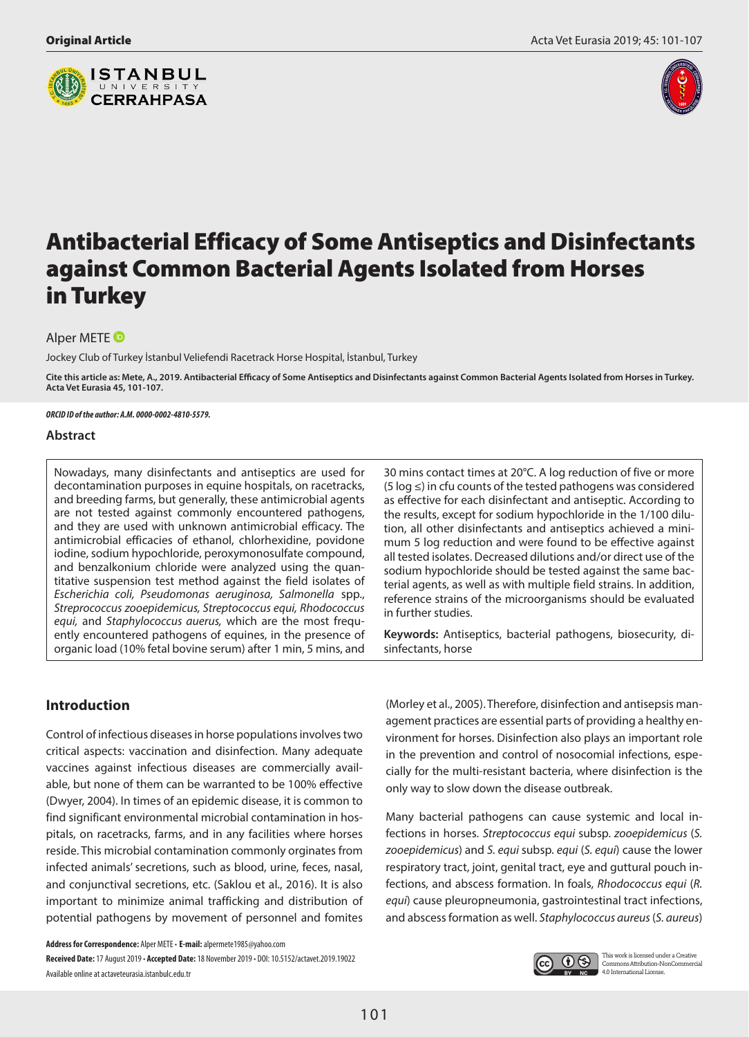Original Article

# Antibacterial Efficacy of Some Antiseptics and Disinfectants against Common Bacterial Agents Isolated from Horses in Turkey

Alper METE

Jockey Club of Turkey İstanbul Veliefendi Racetrack Horse Hospital, İstanbul, Turkey

**Cite this article as: Mete, A., 2019. Antibacterial Efficacy of Some Antiseptics and Disinfectants against Common Bacterial Agents Isolated from Horses in Turkey. Acta Vet Eurasia 45, 101-107.**

***ORCID ID of the author: A.M. 0000-0002-4810-5579.***

## Abstract

Nowadays, many disinfectants and antiseptics are used for decontamination purposes in equine hospitals, on racetracks, and breeding farms, but generally, these antimicrobial agents are not tested against commonly encountered pathogens, and they are used with unknown antimicrobial efficacy. The antimicrobial efficacies of ethanol, chlorhexidine, povidone iodine, sodium hypochloride, peroxymonosulfate compound, and benzalkonium chloride were analyzed using the quantitative suspension test method against the field isolates of *Escherichia coli, Pseudomonas aeruginosa, Salmonella* spp., *Strepococcus zooepidemicus, Streptococcus equi, Rhodococcus equi,* and *Staphylococcus auerus,* which are the most frequently encountered pathogens of equines, in the presence of organic load (10% fetal bovine serum) after 1 min, 5 mins, and 30 mins contact times at 20°C. A log reduction of five or more (5 log ≤) in cfu counts of the tested pathogens was considered as effective for each disinfectant and antiseptic. According to the results, except for sodium hypochloride in the 1/100 dilution, all other disinfectants and antiseptics achieved a minimum 5 log reduction and were found to be effective against all tested isolates. Decreased dilutions and/or direct use of the sodium hypochloride should be tested against the same bacterial agents, as well as with multiple field strains. In addition, reference strains of the microorganisms should be evaluated in further studies.

**Keywords:** Antiseptics, bacterial pathogens, biosecurity, disinfectants, horse

## Introduction

Control of infectious diseases in horse populations involves two critical aspects: vaccination and disinfection. Many adequate vaccines against infectious diseases are commercially available, but none of them can be warranted to be 100% effective (Dwyer, 2004). In times of an epidemic disease, it is common to find significant environmental microbial contamination in hospitals, on racetracks, farms, and in any facilities where horses reside. This microbial contamination commonly orginates from infected animals' secretions, such as blood, urine, feces, nasal, and conjunctival secretions, etc. (Saklou et al., 2016). It is also important to minimize animal trafficking and distribution of potential pathogens by movement of personnel and fomites (Morley et al., 2005). Therefore, disinfection and antisepsis management practices are essential parts of providing a healthy environment for horses. Disinfection also plays an important role in the prevention and control of nosocomial infections, especially for the multi-resistant bacteria, where disinfection is the only way to slow down the disease outbreak.

Many bacterial pathogens can cause systemic and local infections in horses. *Streptococcus equi* subsp. *zooepidemicus* (*S. zooepidemicus*) and *S. equi* subsp. *equi* (*S. equi*) cause the lower respiratory tract, joint, genital tract, eye and guttural pouch infections, and abscess formation. In foals, *Rhodococcus equi* (*R. equi*) cause pleuropneumonia, gastrointestinal tract infections, and abscess formation as well. *Staphylococcus aureus* (*S. aureus*)

**Address for Correspondence:** Alper METE • **E-mail:** alpermete1985@yahoo.com

**Received Date:** 17 August 2019 • **Accepted Date:** 18 November 2019 • DOI: 10.5152/actavet.2019.19022

Available online at actaveteurasia.istanbulc.edu.tr

This work is licensed under a Creative Commons Attribution-NonCommercial 4.0 International License.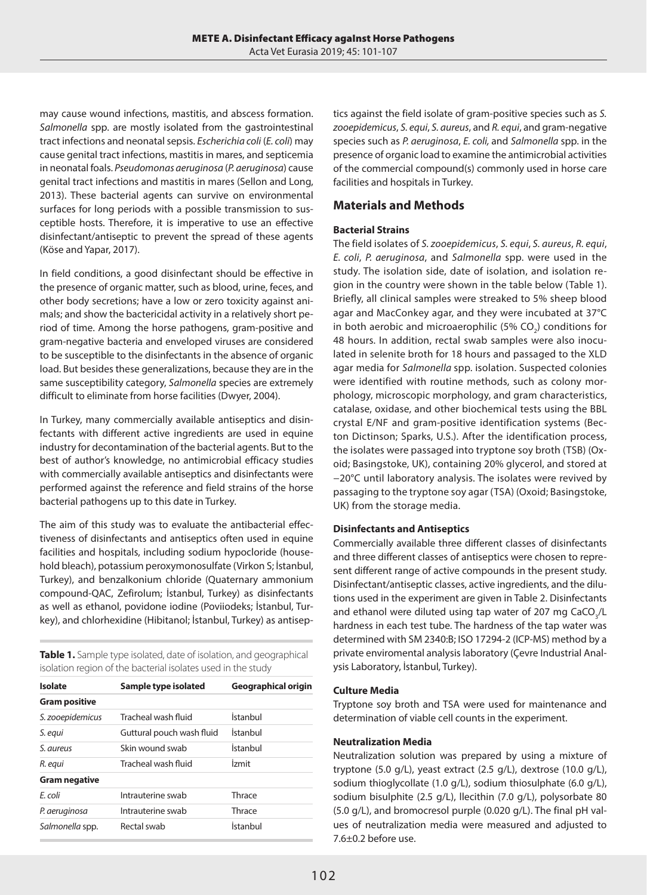may cause wound infections, mastitis, and abscess formation. *Salmonella* spp. are mostly isolated from the gastrointestinal tract infections and neonatal sepsis. *Escherichia coli* (*E. coli*) may cause genital tract infections, mastitis in mares, and septicemia in neonatal foals. *Pseudomonas aeruginosa* (*P. aeruginosa*) cause genital tract infections and mastitis in mares (Sellon and Long, 2013). These bacterial agents can survive on environmental surfaces for long periods with a possible transmission to susceptible hosts. Therefore, it is imperative to use an effective disinfectant/antiseptic to prevent the spread of these agents (Köse and Yapar, 2017).

In field conditions, a good disinfectant should be effective in the presence of organic matter, such as blood, urine, feces, and other body secretions; have a low or zero toxicity against animals; and show the bactericidal activity in a relatively short period of time. Among the horse pathogens, gram-positive and gram-negative bacteria and enveloped viruses are considered to be susceptible to the disinfectants in the absence of organic load. But besides these generalizations, because they are in the same susceptibility category, *Salmonella* species are extremely difficult to eliminate from horse facilities (Dwyer, 2004).

In Turkey, many commercially available antiseptics and disinfectants with different active ingredients are used in equine industry for decontamination of the bacterial agents. But to the best of author's knowledge, no antimicrobial efficacy studies with commercially available antiseptics and disinfectants were performed against the reference and field strains of the horse bacterial pathogens up to this date in Turkey.

The aim of this study was to evaluate the antibacterial effectiveness of disinfectants and antiseptics often used in equine facilities and hospitals, including sodium hypocloride (household bleach), potassium peroxymonosulfate (Virkon S; İstanbul, Turkey), and benzalkonium chloride (Quaternary ammonium compound-QAC, Zefirolum; İstanbul, Turkey) as disinfectants as well as ethanol, povidone iodine (Poviiodeks; İstanbul, Turkey), and chlorhexidine (Hibitanol; İstanbul, Turkey) as antiseptics against the field isolate of gram-positive species such as *S. zooepidemicus*, *S. equi*, *S. aureus*, and *R. equi*, and gram-negative species such as *P. aeruginosa*, *E. coli,* and *Salmonella* spp. in the presence of organic load to examine the antimicrobial activities of the commercial compound(s) commonly used in horse care facilities and hospitals in Turkey.

**Table 1.** Sample type isolated, date of isolation, and geographical isolation region of the bacterial isolates used in the study

| Isolate | Sample type isolated | Geographical origin |
|---|---|---|
| **Gram positive** | | |
| *S. zooepidemicus* | Tracheal wash fluid | İstanbul |
| *S. equi* | Guttural pouch wash fluid | İstanbul |
| *S. aureus* | Skin wound swab | İstanbul |
| *R. equi* | Tracheal wash fluid | İzmit |
| **Gram negative** | | |
| *E. coli* | Intrauterine swab | Thrace |
| *P. aeruginosa* | Intrauterine swab | Thrace |
| *Salmonella* spp. | Rectal swab | İstanbul |

## Materials and Methods

### Bacterial Strains

The field isolates of *S. zooepidemicus*, *S. equi*, *S. aureus*, *R. equi*, *E. coli*, *P. aeruginosa*, and *Salmonella* spp. were used in the study. The isolation side, date of isolation, and isolation region in the country were shown in the table below (Table 1). Briefly, all clinical samples were streaked to 5% sheep blood agar and MacConkey agar, and they were incubated at 37°C in both aerobic and microaerophilic (5% $CO_2$) conditions for 48 hours. In addition, rectal swab samples were also inoculated in selenite broth for 18 hours and passaged to the XLD agar media for *Salmonella* spp. isolation. Suspected colonies were identified with routine methods, such as colony morphology, microscopic morphology, and gram characteristics, catalase, oxidase, and other biochemical tests using the BBL crystal E/NF and gram-positive identification systems (Becton Dictinson; Sparks, U.S.). After the identification process, the isolates were passaged into tryptone soy broth (TSB) (Oxoid; Basingstoke, UK), containing 20% glycerol, and stored at −20°C until laboratory analysis. The isolates were revived by passaging to the tryptone soy agar (TSA) (Oxoid; Basingstoke, UK) from the storage media.

### Disinfectants and Antiseptics

Commercially available three different classes of disinfectants and three different classes of antiseptics were chosen to represent different range of active compounds in the present study. Disinfectant/antiseptic classes, active ingredients, and the dilutions used in the experiment are given in Table 2. Disinfectants and ethanol were diluted using tap water of 207 mg $CaCO_3$/L hardness in each test tube. The hardness of the tap water was determined with SM 2340:B; ISO 17294-2 (ICP-MS) method by a private enviromental analysis laboratory (Çevre Industrial Analysis Laboratory, İstanbul, Turkey).

### Culture Media

Tryptone soy broth and TSA were used for maintenance and determination of viable cell counts in the experiment.

### Neutralization Media

Neutralization solution was prepared by using a mixture of tryptone (5.0 g/L), yeast extract (2.5 g/L), dextrose (10.0 g/L), sodium thioglycollate (1.0 g/L), sodium thiosulphate (6.0 g/L), sodium bisulphite (2.5 g/L), llecithin (7.0 g/L), polysorbate 80 (5.0 g/L), and bromocresol purple (0.020 g/L). The final pH values of neutralization media were measured and adjusted to 7.6±0.2 before use.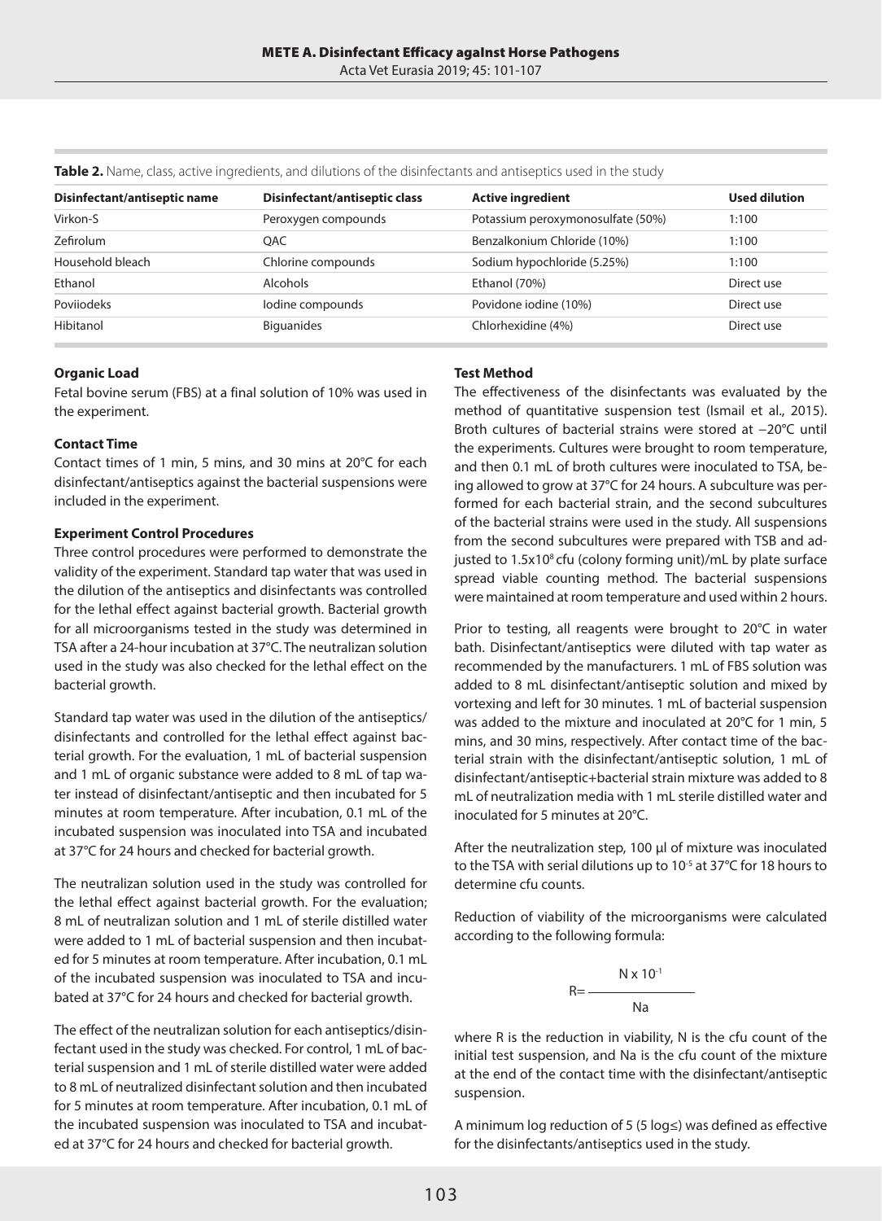**Table 2.** Name, class, active ingredients, and dilutions of the disinfectants and antiseptics used in the study

| Disinfectant/antiseptic name | Disinfectant/antiseptic class | Active ingredient | Used dilution |
|---|---|---|---|
| Virkon-S | Peroxygen compounds | Potassium peroxymonosulfate (50%) | 1:100 |
| Zefirolum | QAC | Benzalkonium Chloride (10%) | 1:100 |
| Household bleach | Chlorine compounds | Sodium hypochloride (5.25%) | 1:100 |
| Ethanol | Alcohols | Ethanol (70%) | Direct use |
| Poviiodeks | Iodine compounds | Povidone iodine (10%) | Direct use |
| Hibitanol | Biguanides | Chlorhexidine (4%) | Direct use |

**Organic Load**

Fetal bovine serum (FBS) at a final solution of 10% was used in the experiment.

**Contact Time**

Contact times of 1 min, 5 mins, and 30 mins at 20°C for each disinfectant/antiseptics against the bacterial suspensions were included in the experiment.

**Experiment Control Procedures**

Three control procedures were performed to demonstrate the validity of the experiment. Standard tap water that was used in the dilution of the antiseptics and disinfectants was controlled for the lethal effect against bacterial growth. Bacterial growth for all microorganisms tested in the study was determined in TSA after a 24-hour incubation at 37°C. The neutralizan solution used in the study was also checked for the lethal effect on the bacterial growth.

Standard tap water was used in the dilution of the antiseptics/disinfectants and controlled for the lethal effect against bacterial growth. For the evaluation, 1 mL of bacterial suspension and 1 mL of organic substance were added to 8 mL of tap water instead of disinfectant/antiseptic and then incubated for 5 minutes at room temperature. After incubation, 0.1 mL of the incubated suspension was inoculated into TSA and incubated at 37°C for 24 hours and checked for bacterial growth.

The neutralizan solution used in the study was controlled for the lethal effect against bacterial growth. For the evaluation; 8 mL of neutralizan solution and 1 mL of sterile distilled water were added to 1 mL of bacterial suspension and then incubated for 5 minutes at room temperature. After incubation, 0.1 mL of the incubated suspension was inoculated to TSA and incubated at 37°C for 24 hours and checked for bacterial growth.

The effect of the neutralizan solution for each antiseptics/disinfectant used in the study was checked. For control, 1 mL of bacterial suspension and 1 mL of sterile distilled water were added to 8 mL of neutralized disinfectant solution and then incubated for 5 minutes at room temperature. After incubation, 0.1 mL of the incubated suspension was inoculated to TSA and incubated at 37°C for 24 hours and checked for bacterial growth.

**Test Method**

The effectiveness of the disinfectants was evaluated by the method of quantitative suspension test (Ismail et al., 2015). Broth cultures of bacterial strains were stored at −20°C until the experiments. Cultures were brought to room temperature, and then 0.1 mL of broth cultures were inoculated to TSA, being allowed to grow at 37°C for 24 hours. A subculture was performed for each bacterial strain, and the second subcultures of the bacterial strains were used in the study. All suspensions from the second subcultures were prepared with TSB and adjusted to $1.5 \times 10^8$ cfu (colony forming unit)/mL by plate surface spread viable counting method. The bacterial suspensions were maintained at room temperature and used within 2 hours.

Prior to testing, all reagents were brought to 20°C in water bath. Disinfectant/antiseptics were diluted with tap water as recommended by the manufacturers. 1 mL of FBS solution was added to 8 mL disinfectant/antiseptic solution and mixed by vortexing and left for 30 minutes. 1 mL of bacterial suspension was added to the mixture and inoculated at 20°C for 1 min, 5 mins, and 30 mins, respectively. After contact time of the bacterial strain with the disinfectant/antiseptic solution, 1 mL of disinfectant/antiseptic+bacterial strain mixture was added to 8 mL of neutralization media with 1 mL sterile distilled water and inoculated for 5 minutes at 20°C.

After the neutralization step, 100 µl of mixture was inoculated to the TSA with serial dilutions up to $10^{-5}$ at 37°C for 18 hours to determine cfu counts.

Reduction of viability of the microorganisms were calculated according to the following formula:

$$R = \frac{N \times 10^{-1}}{Na}$$

where R is the reduction in viability, N is the cfu count of the initial test suspension, and Na is the cfu count of the mixture at the end of the contact time with the disinfectant/antiseptic suspension.

A minimum log reduction of 5 (5 log≤) was defined as effective for the disinfectants/antiseptics used in the study.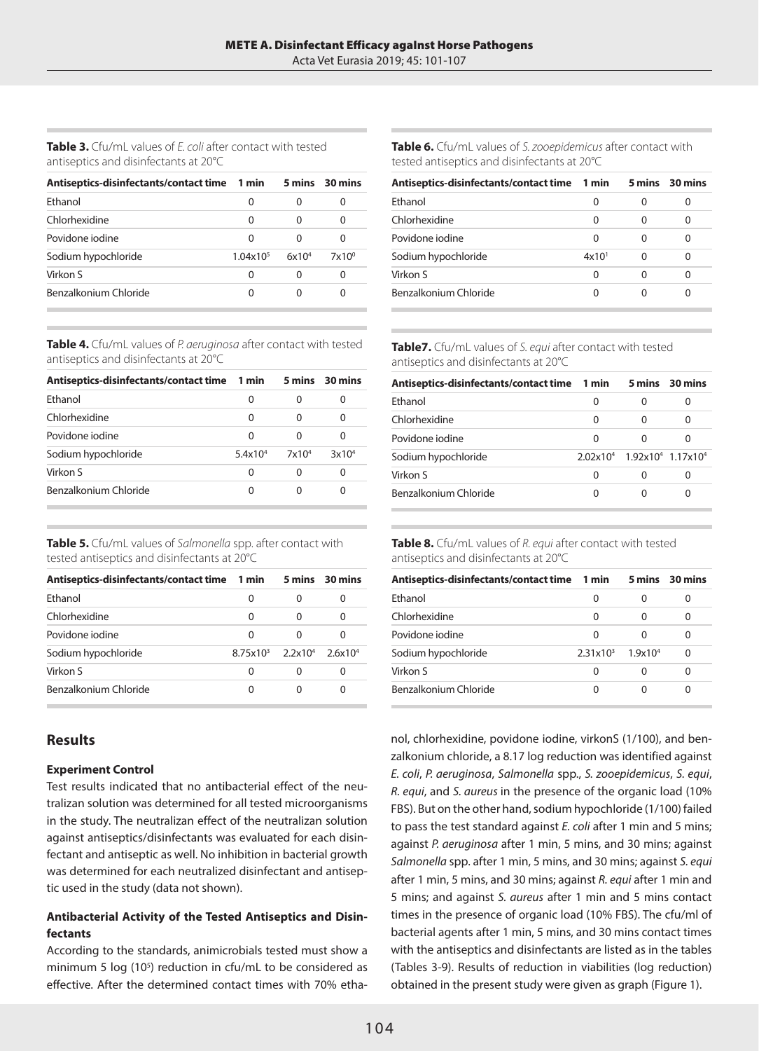**Table 3.** Cfu/mL values of *E. coli* after contact with tested antiseptics and disinfectants at 20°C

| Antiseptics-disinfectants/contact time | 1 min | 5 mins | 30 mins |
|---|---|---|---|
| Ethanol | 0 | 0 | 0 |
| Chlorhexidine | 0 | 0 | 0 |
| Povidone iodine | 0 | 0 | 0 |
| Sodium hypochloride | $1.04x10^5$ | $6x10^4$ | $7x10^0$ |
| Virkon S | 0 | 0 | 0 |
| Benzalkonium Chloride | 0 | 0 | 0 |

**Table 4.** Cfu/mL values of *P. aeruginosa* after contact with tested antiseptics and disinfectants at 20°C

| Antiseptics-disinfectants/contact time | 1 min | 5 mins | 30 mins |
|---|---|---|---|
| Ethanol | 0 | 0 | 0 |
| Chlorhexidine | 0 | 0 | 0 |
| Povidone iodine | 0 | 0 | 0 |
| Sodium hypochloride | $5.4x10^4$ | $7x10^4$ | $3x10^4$ |
| Virkon S | 0 | 0 | 0 |
| Benzalkonium Chloride | 0 | 0 | 0 |

**Table 5.** Cfu/mL values of *Salmonella* spp. after contact with tested antiseptics and disinfectants at 20°C

| Antiseptics-disinfectants/contact time | 1 min | 5 mins | 30 mins |
|---|---|---|---|
| Ethanol | 0 | 0 | 0 |
| Chlorhexidine | 0 | 0 | 0 |
| Povidone iodine | 0 | 0 | 0 |
| Sodium hypochloride | $8.75x10^3$ | $2.2x10^4$ | $2.6x10^4$ |
| Virkon S | 0 | 0 | 0 |
| Benzalkonium Chloride | 0 | 0 | 0 |

**Table 6.** Cfu/mL values of *S. zooepidemicus* after contact with tested antiseptics and disinfectants at 20°C

| Antiseptics-disinfectants/contact time | 1 min | 5 mins | 30 mins |
|---|---|---|---|
| Ethanol | 0 | 0 | 0 |
| Chlorhexidine | 0 | 0 | 0 |
| Povidone iodine | 0 | 0 | 0 |
| Sodium hypochloride | $4x10^1$ | 0 | 0 |
| Virkon S | 0 | 0 | 0 |
| Benzalkonium Chloride | 0 | 0 | 0 |

**Table7.** Cfu/mL values of *S. equi* after contact with tested antiseptics and disinfectants at 20°C

| Antiseptics-disinfectants/contact time | 1 min | 5 mins | 30 mins |
|---|---|---|---|
| Ethanol | 0 | 0 | 0 |
| Chlorhexidine | 0 | 0 | 0 |
| Povidone iodine | 0 | 0 | 0 |
| Sodium hypochloride | $2.02x10^4$ | $1.92x10^4$ | $1.17x10^4$ |
| Virkon S | 0 | 0 | 0 |
| Benzalkonium Chloride | 0 | 0 | 0 |

**Table 8.** Cfu/mL values of *R. equi* after contact with tested antiseptics and disinfectants at 20°C

| Antiseptics-disinfectants/contact time | 1 min | 5 mins | 30 mins |
|---|---|---|---|
| Ethanol | 0 | 0 | 0 |
| Chlorhexidine | 0 | 0 | 0 |
| Povidone iodine | 0 | 0 | 0 |
| Sodium hypochloride | $2.31x10^3$ | $1.9x10^4$ | 0 |
| Virkon S | 0 | 0 | 0 |
| Benzalkonium Chloride | 0 | 0 | 0 |

## Results

### Experiment Control

Test results indicated that no antibacterial effect of the neutralizan solution was determined for all tested microorganisms in the study. The neutralizan effect of the neutralizan solution against antiseptics/disinfectants was evaluated for each disinfectant and antiseptic as well. No inhibition in bacterial growth was determined for each neutralized disinfectant and antiseptic used in the study (data not shown).

### Antibacterial Activity of the Tested Antiseptics and Disinfectants

According to the standards, animicrobials tested must show a minimum 5 log ($10^5$) reduction in cfu/mL to be considered as effective. After the determined contact times with 70% ethanol, chlorhexidine, povidone iodine, virkonS (1/100), and benzalkonium chloride, a 8.17 log reduction was identified against *E. coli*, *P. aeruginosa*, *Salmonella* spp., *S. zooepidemicus*, *S. equi*, *R. equi*, and *S. aureus* in the presence of the organic load (10% FBS). But on the other hand, sodium hypochloride (1/100) failed to pass the test standard against *E. coli* after 1 min and 5 mins; against *P. aeruginosa* after 1 min, 5 mins, and 30 mins; against *Salmonella* spp. after 1 min, 5 mins, and 30 mins; against *S. equi* after 1 min, 5 mins, and 30 mins; against *R. equi* after 1 min and 5 mins; and against *S. aureus* after 1 min and 5 mins contact times in the presence of organic load (10% FBS). The cfu/ml of bacterial agents after 1 min, 5 mins, and 30 mins contact times with the antiseptics and disinfectants are listed as in the tables (Tables 3-9). Results of reduction in viabilities (log reduction) obtained in the present study were given as graph (Figure 1).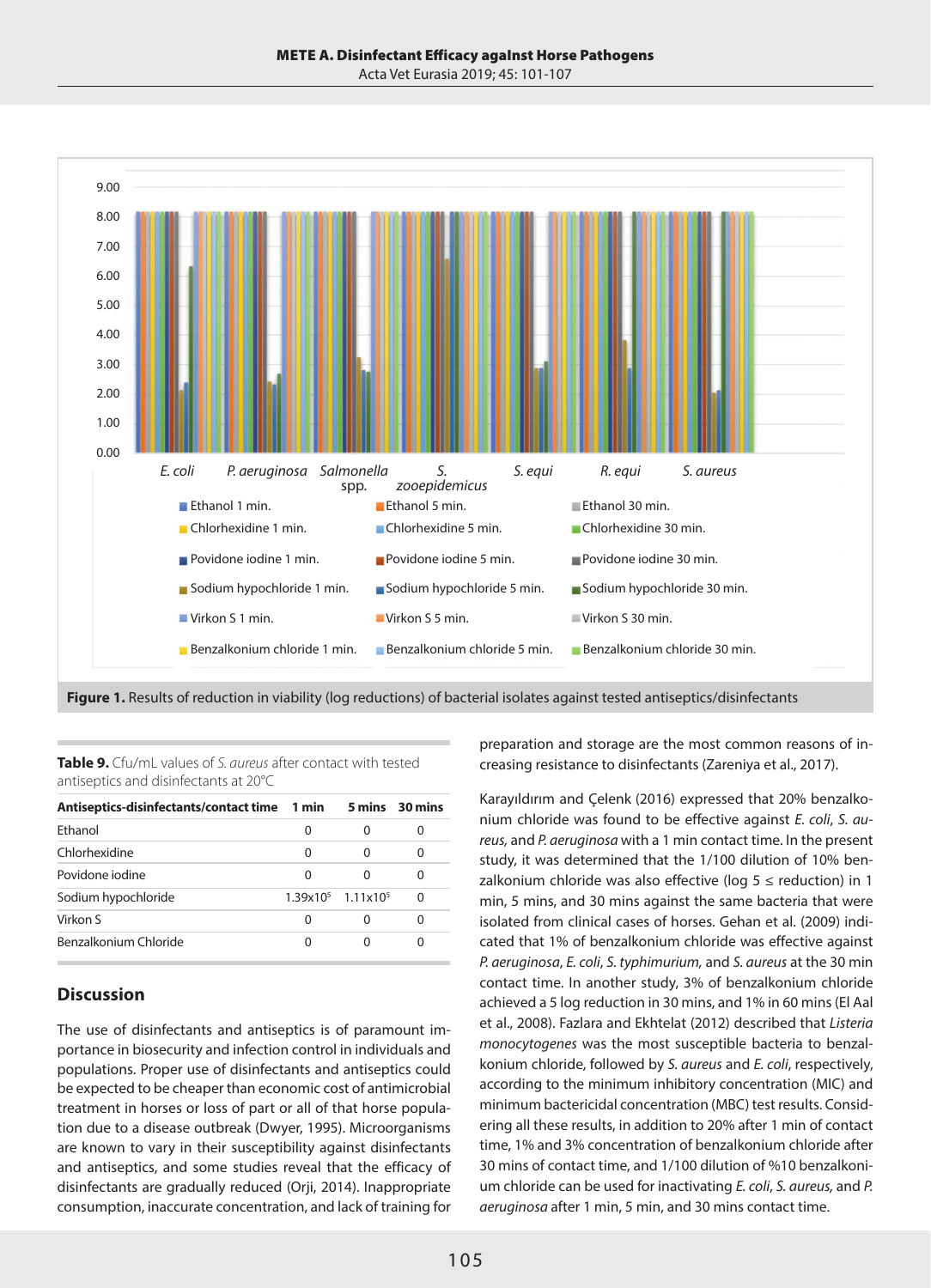Figure 1. Results of reduction in viability (log reductions) of bacterial isolates against tested antiseptics/disinfectants

**Table 9.** Cfu/mL values of *S. aureus* after contact with tested antiseptics and disinfectants at 20°C

| Antiseptics-disinfectants/contact time | 1 min | 5 mins | 30 mins |
|---|---|---|---|
| Ethanol | 0 | 0 | 0 |
| Chlorhexidine | 0 | 0 | 0 |
| Povidone iodine | 0 | 0 | 0 |
| Sodium hypochloride | $1.39x10^5$ | $1.11x10^5$ | 0 |
| Virkon S | 0 | 0 | 0 |
| Benzalkonium Chloride | 0 | 0 | 0 |

## Discussion

The use of disinfectants and antiseptics is of paramount importance in biosecurity and infection control in individuals and populations. Proper use of disinfectants and antiseptics could be expected to be cheaper than economic cost of antimicrobial treatment in horses or loss of part or all of that horse population due to a disease outbreak (Dwyer, 1995). Microorganisms are known to vary in their susceptibility against disinfectants and antiseptics, and some studies reveal that the efficacy of disinfectants are gradually reduced (Orji, 2014). Inappropriate consumption, inaccurate concentration, and lack of training for preparation and storage are the most common reasons of increasing resistance to disinfectants (Zareniya et al., 2017).

Karayıldırım and Çelenk (2016) expressed that 20% benzalkonium chloride was found to be effective against *E. coli*, *S. aureus,* and *P. aeruginosa* with a 1 min contact time. In the present study, it was determined that the 1/100 dilution of 10% benzalkonium chloride was also effective (log 5 ≤ reduction) in 1 min, 5 mins, and 30 mins against the same bacteria that were isolated from clinical cases of horses. Gehan et al. (2009) indicated that 1% of benzalkonium chloride was effective against *P. aeruginosa*, *E. coli*, *S. typhimurium,* and *S. aureus* at the 30 min contact time. In another study, 3% of benzalkonium chloride achieved a 5 log reduction in 30 mins, and 1% in 60 mins (El Aal et al., 2008). Fazlara and Ekhtelat (2012) described that *Listeria monocytogenes* was the most susceptible bacteria to benzalkonium chloride, followed by *S. aureus* and *E. coli*, respectively, according to the minimum inhibitory concentration (MIC) and minimum bactericidal concentration (MBC) test results. Considering all these results, in addition to 20% after 1 min of contact time, 1% and 3% concentration of benzalkonium chloride after 30 mins of contact time, and 1/100 dilution of %10 benzalkonium chloride can be used for inactivating *E. coli*, *S. aureus,* and *P. aeruginosa* after 1 min, 5 min, and 30 mins contact time.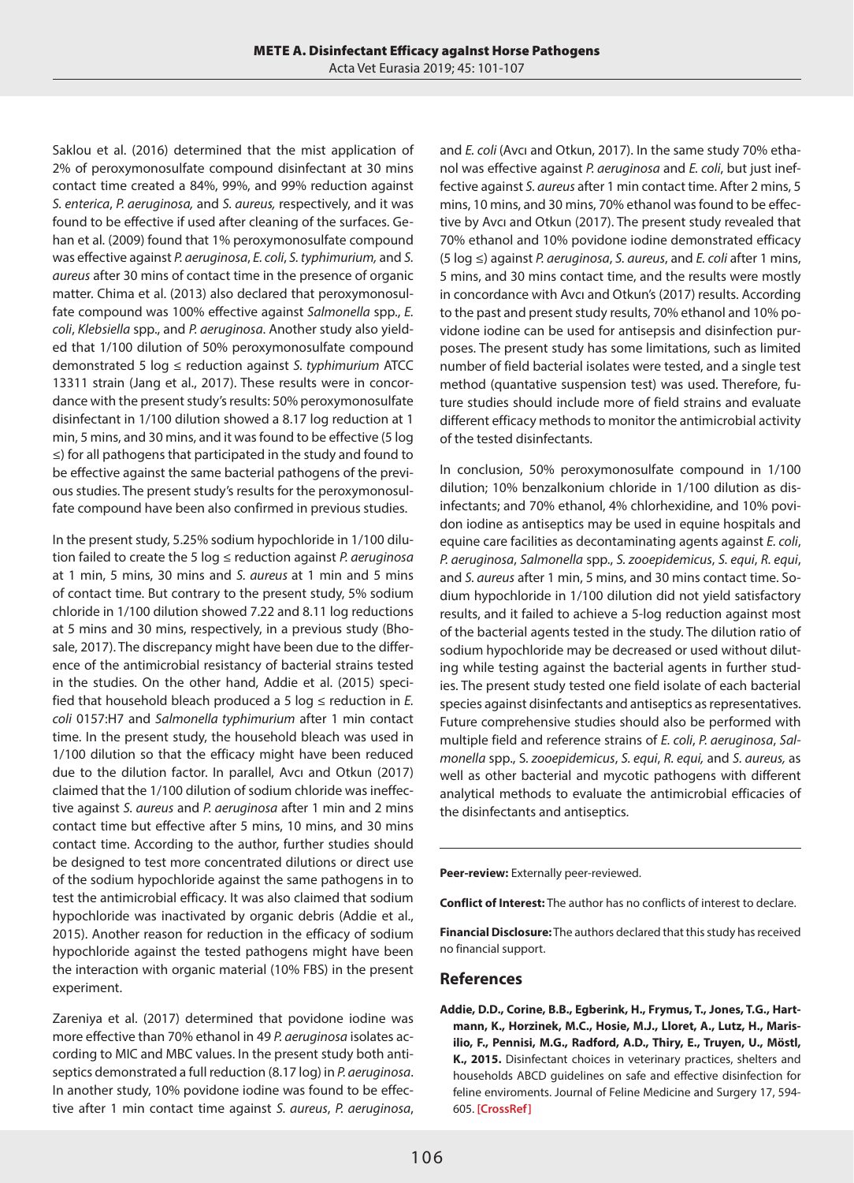Saklou et al. (2016) determined that the mist application of 2% of peroxymonosulfate compound disinfectant at 30 mins contact time created a 84%, 99%, and 99% reduction against *S. enterica*, *P. aeruginosa,* and *S. aureus,* respectively, and it was found to be effective if used after cleaning of the surfaces. Gehan et al. (2009) found that 1% peroxymonosulfate compound was effective against *P. aeruginosa*, *E. coli*, *S. typhimurium,* and *S. aureus* after 30 mins of contact time in the presence of organic matter. Chima et al. (2013) also declared that peroxymonosulfate compound was 100% effective against *Salmonella* spp., *E. coli*, *Klebsiella* spp., and *P. aeruginosa*. Another study also yielded that 1/100 dilution of 50% peroxymonosulfate compound demonstrated 5 log ≤ reduction against *S. typhimurium* ATCC 13311 strain (Jang et al., 2017). These results were in concordance with the present study's results: 50% peroxymonosulfate disinfectant in 1/100 dilution showed a 8.17 log reduction at 1 min, 5 mins, and 30 mins, and it was found to be effective (5 log ≤) for all pathogens that participated in the study and found to be effective against the same bacterial pathogens of the previous studies. The present study's results for the peroxymonosulfate compound have been also confirmed in previous studies.

In the present study, 5.25% sodium hypochloride in 1/100 dilution failed to create the 5 log ≤ reduction against *P. aeruginosa* at 1 min, 5 mins, 30 mins and *S. aureus* at 1 min and 5 mins of contact time. But contrary to the present study, 5% sodium chloride in 1/100 dilution showed 7.22 and 8.11 log reductions at 5 mins and 30 mins, respectively, in a previous study (Bhosale, 2017). The discrepancy might have been due to the difference of the antimicrobial resistancy of bacterial strains tested in the studies. On the other hand, Addie et al. (2015) specified that household bleach produced a 5 log ≤ reduction in *E. coli* 0157:H7 and *Salmonella typhimurium* after 1 min contact time. In the present study, the household bleach was used in 1/100 dilution so that the efficacy might have been reduced due to the dilution factor. In parallel, Avcı and Otkun (2017) claimed that the 1/100 dilution of sodium chloride was ineffective against *S. aureus* and *P. aeruginosa* after 1 min and 2 mins contact time but effective after 5 mins, 10 mins, and 30 mins contact time. According to the author, further studies should be designed to test more concentrated dilutions or direct use of the sodium hypochloride against the same pathogens in to test the antimicrobial efficacy. It was also claimed that sodium hypochloride was inactivated by organic debris (Addie et al., 2015). Another reason for reduction in the efficacy of sodium hypochloride against the tested pathogens might have been the interaction with organic material (10% FBS) in the present experiment.

Zareniya et al. (2017) determined that povidone iodine was more effective than 70% ethanol in 49 *P. aeruginosa* isolates according to MIC and MBC values. In the present study both antiseptics demonstrated a full reduction (8.17 log) in *P. aeruginosa*. In another study, 10% povidone iodine was found to be effective after 1 min contact time against *S. aureus*, *P. aeruginosa*, and *E. coli* (Avcı and Otkun, 2017). In the same study 70% ethanol was effective against *P. aeruginosa* and *E. coli*, but just ineffective against *S. aureus* after 1 min contact time. After 2 mins, 5 mins, 10 mins, and 30 mins, 70% ethanol was found to be effective by Avcı and Otkun (2017). The present study revealed that 70% ethanol and 10% povidone iodine demonstrated efficacy (5 log ≤) against *P. aeruginosa*, *S. aureus*, and *E. coli* after 1 mins, 5 mins, and 30 mins contact time, and the results were mostly in concordance with Avcı and Otkun's (2017) results. According to the past and present study results, 70% ethanol and 10% povidone iodine can be used for antisepsis and disinfection purposes. The present study has some limitations, such as limited number of field bacterial isolates were tested, and a single test method (quantative suspension test) was used. Therefore, future studies should include more of field strains and evaluate different efficacy methods to monitor the antimicrobial activity of the tested disinfectants.

In conclusion, 50% peroxymonosulfate compound in 1/100 dilution; 10% benzalkonium chloride in 1/100 dilution as disinfectants; and 70% ethanol, 4% chlorhexidine, and 10% povidon iodine as antiseptics may be used in equine hospitals and equine care facilities as decontaminating agents against *E. coli*, *P. aeruginosa*, *Salmonella* spp., *S. zooepidemicus*, *S. equi*, *R. equi*, and *S. aureus* after 1 min, 5 mins, and 30 mins contact time. Sodium hypochloride in 1/100 dilution did not yield satisfactory results, and it failed to achieve a 5-log reduction against most of the bacterial agents tested in the study. The dilution ratio of sodium hypochloride may be decreased or used without diluting while testing against the bacterial agents in further studies. The present study tested one field isolate of each bacterial species against disinfectants and antiseptics as representatives. Future comprehensive studies should also be performed with multiple field and reference strains of *E. coli*, *P. aeruginosa*, *Salmonella* spp., *S. zooepidemicus*, *S. equi*, *R. equi,* and *S. aureus,* as well as other bacterial and mycotic pathogens with different analytical methods to evaluate the antimicrobial efficacies of the disinfectants and antiseptics.

---

**Peer-review:** Externally peer-reviewed.

**Conflict of Interest:** The author has no conflicts of interest to declare.

**Financial Disclosure:** The authors declared that this study has received no financial support.

## References

**Addie, D.D., Corine, B.B., Egberink, H., Frymus, T., Jones, T.G., Hartmann, K., Horzinek, M.C., Hosie, M.J., Lloret, A., Lutz, H., Marisilio, F., Pennisi, M.G., Radford, A.D., Thiry, E., Truyen, U., Möstl, K., 2015.** Disinfectant choices in veterinary practices, shelters and households ABCD guidelines on safe and effective disinfection for feline enviroments. Journal of Feline Medicine and Surgery 17, 594-605. [CrossRef]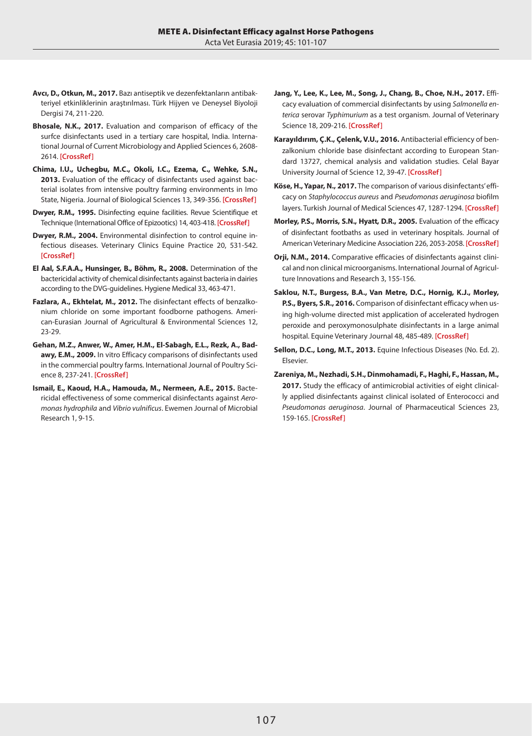**Avcı, D., Otkun, M., 2017.** Bazı antiseptik ve dezenfektanların antibakteriyel etkinliklerinin araştırılması. Türk Hijyen ve Deneysel Biyoloji Dergisi 74, 211-220.

**Bhosale, N.K., 2017.** Evaluation and comparison of efficacy of the surfce disinfectants used in a tertiary care hospital, India. International Journal of Current Microbiology and Applied Sciences 6, 2608-2614. [CrossRef]

**Chima, I.U., Uchegbu, M.C., Okoli, I.C., Ezema, C., Wehke, S.N., 2013.** Evaluation of the efficacy of disinfectants used against bacterial isolates from intensive poultry farming environments in Imo State, Nigeria. Journal of Biological Sciences 13, 349-356. [CrossRef]

**Dwyer, R.M., 1995.** Disinfecting equine facilities. Revue Scientifique et Technique (International Office of Epizootics) 14, 403-418. [CrossRef]

**Dwyer, R.M., 2004.** Environmental disinfection to control equine infectious diseases. Veterinary Clinics Equine Practice 20, 531-542. [CrossRef]

**El Aal, S.F.A.A., Hunsinger, B., Böhm, R., 2008.** Determination of the bactericidal activity of chemical disinfectants against bacteria in dairies according to the DVG-guidelines. Hygiene Medical 33, 463-471.

**Fazlara, A., Ekhtelat, M., 2012.** The disinfectant effects of benzalkonium chloride on some important foodborne pathogens. American-Eurasian Journal of Agricultural & Environmental Sciences 12, 23-29.

**Gehan, M.Z., Anwer, W., Amer, H.M., El-Sabagh, E.L., Rezk, A., Badawy, E.M., 2009.** In vitro Efficacy comparisons of disinfectants used in the commercial poultry farms. International Journal of Poultry Science 8, 237-241. [CrossRef]

**Ismail, E., Kaoud, H.A., Hamouda, M., Nermeen, A.E., 2015.** Bactericidal effectiveness of some commerical disinfectants against *Aeromonas hydrophila* and *Vibrio vulnificus*. Ewemen Journal of Microbial Research 1, 9-15.

**Jang, Y., Lee, K., Lee, M., Song, J., Chang, B., Choe, N.H., 2017.** Efficacy evaluation of commercial disinfectants by using *Salmonella enterica* serovar *Typhimurium* as a test organism. Journal of Veterinary Science 18, 209-216. [CrossRef]

**Karayıldırım, Ç.K., Çelenk, V.U., 2016.** Antibacterial efficiency of benzalkonium chloride base disinfectant according to European Standard 13727, chemical analysis and validation studies. Celal Bayar University Journal of Science 12, 39-47. [CrossRef]

**Köse, H., Yapar, N., 2017.** The comparison of various disinfectants' efficacy on *Staphylococcus aureus* and *Pseudomonas aeruginosa* biofilm layers. Turkish Journal of Medical Sciences 47, 1287-1294. [CrossRef]

**Morley, P.S., Morris, S.N., Hyatt, D.R., 2005.** Evaluation of the efficacy of disinfectant footbaths as used in veterinary hospitals. Journal of American Veterinary Medicine Association 226, 2053-2058. [CrossRef]

**Orji, N.M., 2014.** Comparative efficacies of disinfectants against clinical and non clinical microorganisms. International Journal of Agriculture Innovations and Research 3, 155-156.

**Saklou, N.T., Burgess, B.A., Van Metre, D.C., Hornig, K.J., Morley, P.S., Byers, S.R., 2016.** Comparison of disinfectant efficacy when using high-volume directed mist application of accelerated hydrogen peroxide and peroxymonosulphate disinfectants in a large animal hospital. Equine Veterinary Journal 48, 485-489. [CrossRef]

**Sellon, D.C., Long, M.T., 2013.** Equine Infectious Diseases (No. Ed. 2). Elsevier.

**Zareniya, M., Nezhadi, S.H., Dinmohamadi, F., Haghi, F., Hassan, M., 2017.** Study the efficacy of antimicrobial activities of eight clinically applied disinfectants against clinical isolated of Enterococci and *Pseudomonas aeruginosa*. Journal of Pharmaceutical Sciences 23, 159-165. [CrossRef]